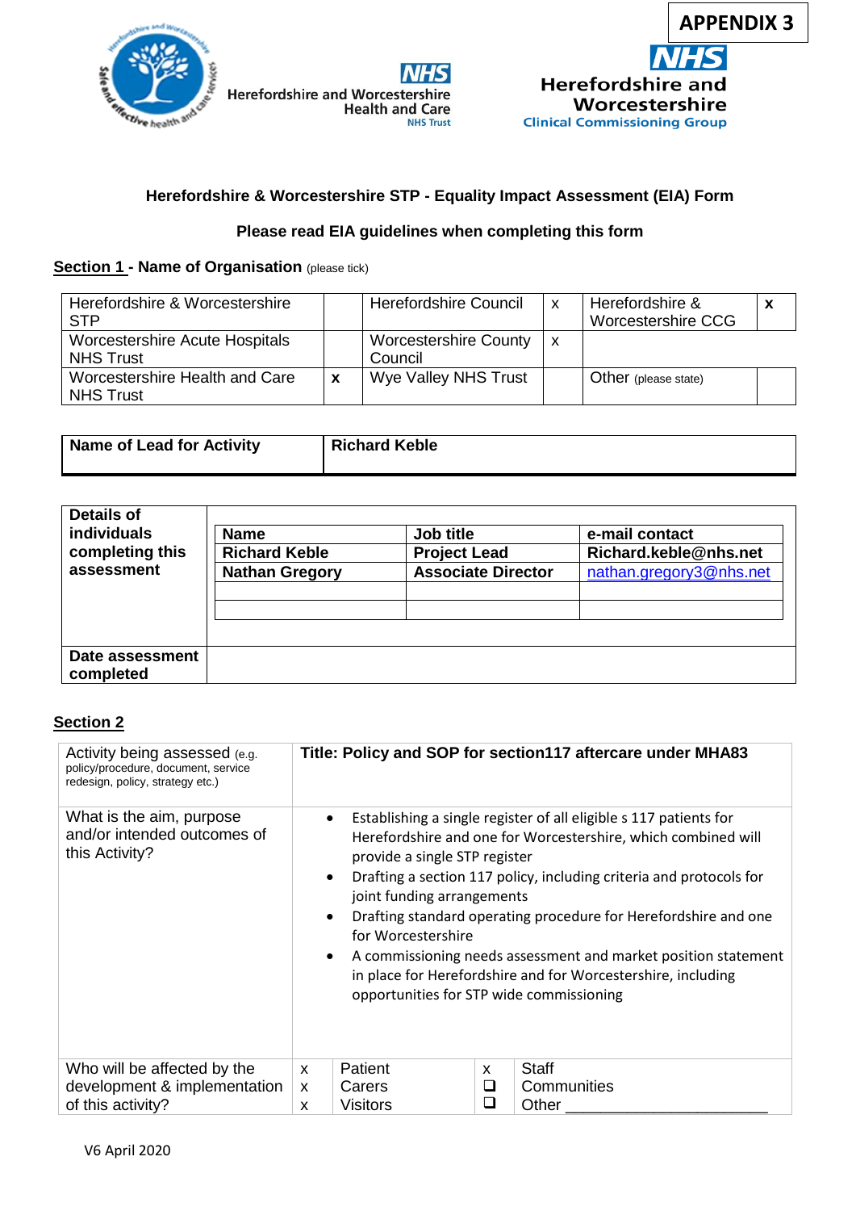**APPENDIX 3**

Herefordshire and Worcestershire Health and Care NHS Trust

NHS Herefordshire and Worcestershire Clinical Commissioning Group

### Herefordshire & Worcestershire STP - Equality Impact Assessment (EIA) Form

**Please read EIA guidelines when completing this form**

**Section 1 - Name of Organisation** (please tick)

| | | | | | |
|---|---|---|---|---|---|
| Herefordshire & Worcestershire STP | | Herefordshire Council | x | Herefordshire & Worcestershire CCG | **x** |
| Worcestershire Acute Hospitals NHS Trust | | Worcestershire County Council | x | | |
| Worcestershire Health and Care NHS Trust | **x** | Wye Valley NHS Trust | | Other (please state) | |

| | |
|---|---|
| **Name of Lead for Activity** | **Richard Keble** |

| | | | |
|---|---|---|---|
| **Details of individuals completing this assessment** | **Name** | **Job title** | **e-mail contact** |
| | **Richard Keble** | **Project Lead** | **Richard.keble@nhs.net** |
| | **Nathan Gregory** | **Associate Director** | nathan.gregory3@nhs.net |
| **Date assessment completed** | | | |

**Section 2**

| | |
|---|---|
| Activity being assessed (e.g. policy/procedure, document, service redesign, policy, strategy etc.) | **Title: Policy and SOP for section117 aftercare under MHA83** |
| What is the aim, purpose and/or intended outcomes of this Activity? | • Establishing a single register of all eligible s 117 patients for Herefordshire and one for Worcestershire, which combined will provide a single STP register<br>• Drafting a section 117 policy, including criteria and protocols for joint funding arrangements<br>• Drafting standard operating procedure for Herefordshire and one for Worcestershire<br>• A commissioning needs assessment and market position statement in place for Herefordshire and for Worcestershire, including opportunities for STP wide commissioning |

| Who will be affected by the development & implementation of this activity? | | | | |
|---|---|---|---|---|
| | x | Patient | x | Staff |
| | x | Carers | ❑ | Communities |
| | x | Visitors | ❑ | Other _______________________ |

V6 April 2020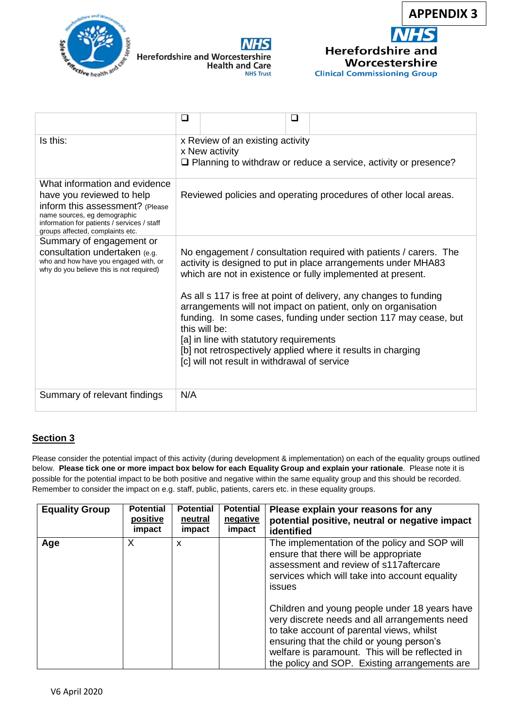**APPENDIX 3**

Herefordshire and Worcestershire Health and Care NHS Trust

Herefordshire and Worcestershire Clinical Commissioning Group

| | ❑ | | ❑ | |
|---|---|---|---|---|
| Is this: | x Review of an existing activity<br>x New activity<br>❑ Planning to withdraw or reduce a service, activity or presence? | | | |
| What information and evidence have you reviewed to help inform this assessment? (Please name sources, eg demographic information for patients / services / staff groups affected, complaints etc. | Reviewed policies and operating procedures of other local areas. | | | |
| Summary of engagement or consultation undertaken (e.g. who and how have you engaged with, or why do you believe this is not required) | No engagement / consultation required with patients / carers. The activity is designed to put in place arrangements under MHA83 which are not in existence or fully implemented at present.<br><br>As all s 117 is free at point of delivery, any changes to funding arrangements will not impact on patient, only on organisation funding. In some cases, funding under section 117 may cease, but this will be:<br>[a] in line with statutory requirements<br>[b] not retrospectively applied where it results in charging<br>[c] will not result in withdrawal of service | | | |
| Summary of relevant findings | N/A | | | |

## Section 3

Please consider the potential impact of this activity (during development & implementation) on each of the equality groups outlined below. **Please tick one or more impact box below for each Equality Group and explain your rationale**. Please note it is possible for the potential impact to be both positive and negative within the same equality group and this should be recorded. Remember to consider the impact on e.g. staff, public, patients, carers etc. in these equality groups.

| Equality Group | Potential positive impact | Potential neutral impact | Potential negative impact | Please explain your reasons for any potential positive, neutral or negative impact identified |
|---|---|---|---|---|
| **Age** | X | x | | The implementation of the policy and SOP will ensure that there will be appropriate assessment and review of s117aftercare services which will take into account equality issues<br><br>Children and young people under 18 years have very discrete needs and all arrangements need to take account of parental views, whilst ensuring that the child or young person's welfare is paramount. This will be reflected in the policy and SOP. Existing arrangements are |

V6 April 2020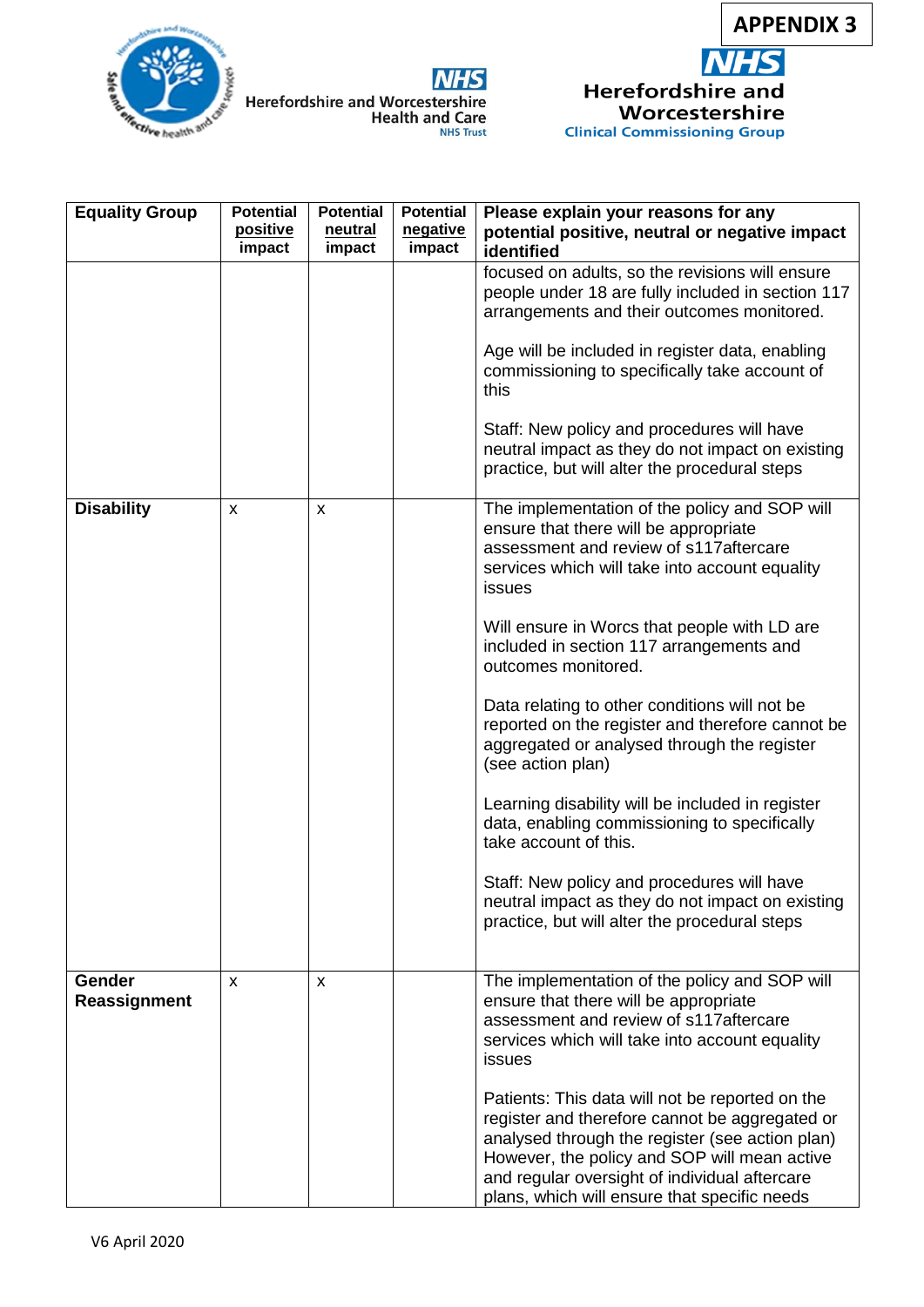| Equality Group | Potential positive impact | Potential neutral impact | Potential negative impact | Please explain your reasons for any potential positive, neutral or negative impact identified |
|---|---|---|---|---|
| | | | | focused on adults, so the revisions will ensure people under 18 are fully included in section 117 arrangements and their outcomes monitored.<br><br>Age will be included in register data, enabling commissioning to specifically take account of this<br><br>Staff: New policy and procedures will have neutral impact as they do not impact on existing practice, but will alter the procedural steps |
| **Disability** | x | x | | The implementation of the policy and SOP will ensure that there will be appropriate assessment and review of s117aftercare services which will take into account equality issues<br><br>Will ensure in Worcs that people with LD are included in section 117 arrangements and outcomes monitored.<br><br>Data relating to other conditions will not be reported on the register and therefore cannot be aggregated or analysed through the register (see action plan)<br><br>Learning disability will be included in register data, enabling commissioning to specifically take account of this.<br><br>Staff: New policy and procedures will have neutral impact as they do not impact on existing practice, but will alter the procedural steps |
| **Gender Reassignment** | x | x | | The implementation of the policy and SOP will ensure that there will be appropriate assessment and review of s117aftercare services which will take into account equality issues<br><br>Patients: This data will not be reported on the register and therefore cannot be aggregated or analysed through the register (see action plan) However, the policy and SOP will mean active and regular oversight of individual aftercare plans, which will ensure that specific needs |

V6 April 2020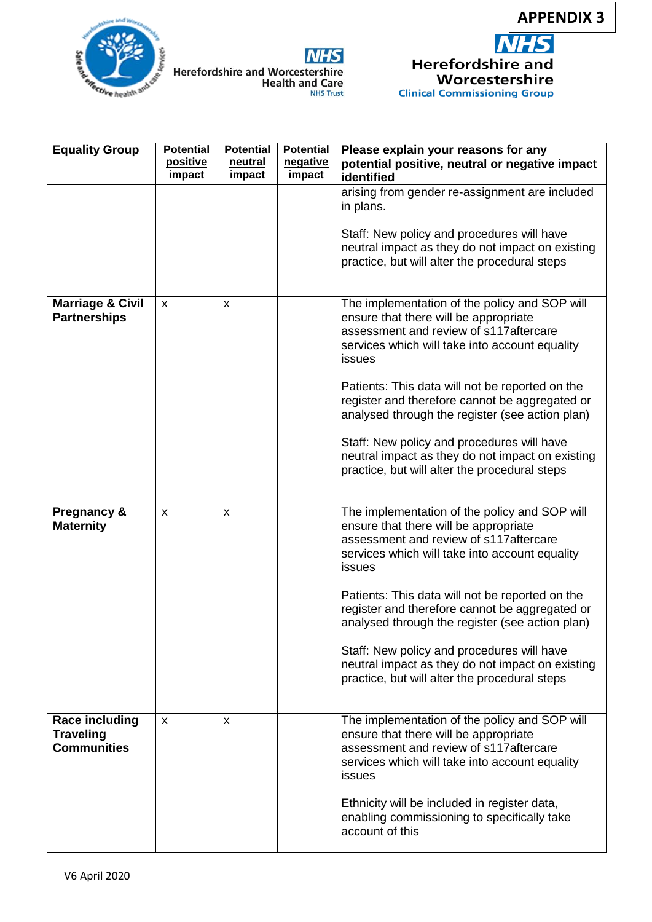APPENDIX 3

| Equality Group | Potential positive impact | Potential neutral impact | Potential negative impact | Please explain your reasons for any potential positive, neutral or negative impact identified |
|---|---|---|---|---|
| | | | | arising from gender re-assignment are included in plans.<br><br>Staff: New policy and procedures will have neutral impact as they do not impact on existing practice, but will alter the procedural steps |
| **Marriage & Civil Partnerships** | x | x | | The implementation of the policy and SOP will ensure that there will be appropriate assessment and review of s117aftercare services which will take into account equality issues<br><br>Patients: This data will not be reported on the register and therefore cannot be aggregated or analysed through the register (see action plan)<br><br>Staff: New policy and procedures will have neutral impact as they do not impact on existing practice, but will alter the procedural steps |
| **Pregnancy & Maternity** | x | x | | The implementation of the policy and SOP will ensure that there will be appropriate assessment and review of s117aftercare services which will take into account equality issues<br><br>Patients: This data will not be reported on the register and therefore cannot be aggregated or analysed through the register (see action plan)<br><br>Staff: New policy and procedures will have neutral impact as they do not impact on existing practice, but will alter the procedural steps |
| **Race including Traveling Communities** | x | x | | The implementation of the policy and SOP will ensure that there will be appropriate assessment and review of s117aftercare services which will take into account equality issues<br><br>Ethnicity will be included in register data, enabling commissioning to specifically take account of this |

V6 April 2020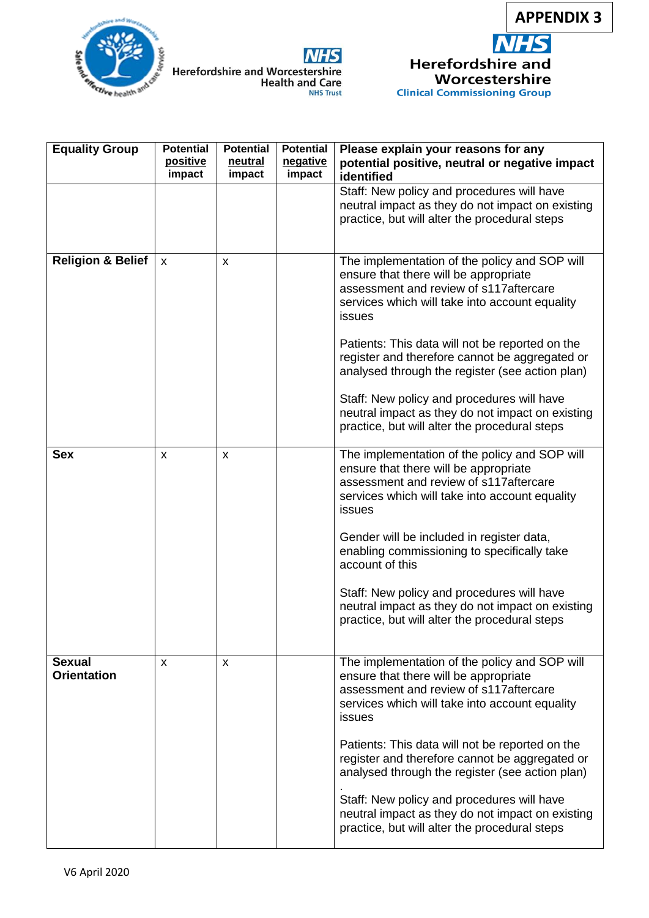**APPENDIX 3**

Herefordshire and Worcestershire Health and Care NHS Trust

Herefordshire and Worcestershire Clinical Commissioning Group

| Equality Group | Potential positive impact | Potential neutral impact | Potential negative impact | Please explain your reasons for any potential positive, neutral or negative impact identified |
|---|---|---|---|---|
| | | | | Staff: New policy and procedures will have neutral impact as they do not impact on existing practice, but will alter the procedural steps |
| **Religion & Belief** | x | x | | The implementation of the policy and SOP will ensure that there will be appropriate assessment and review of s117aftercare services which will take into account equality issues<br><br>Patients: This data will not be reported on the register and therefore cannot be aggregated or analysed through the register (see action plan)<br><br>Staff: New policy and procedures will have neutral impact as they do not impact on existing practice, but will alter the procedural steps |
| **Sex** | x | x | | The implementation of the policy and SOP will ensure that there will be appropriate assessment and review of s117aftercare services which will take into account equality issues<br><br>Gender will be included in register data, enabling commissioning to specifically take account of this<br><br>Staff: New policy and procedures will have neutral impact as they do not impact on existing practice, but will alter the procedural steps |
| **Sexual Orientation** | x | x | | The implementation of the policy and SOP will ensure that there will be appropriate assessment and review of s117aftercare services which will take into account equality issues<br><br>Patients: This data will not be reported on the register and therefore cannot be aggregated or analysed through the register (see action plan)<br>.<br>Staff: New policy and procedures will have neutral impact as they do not impact on existing practice, but will alter the procedural steps |

V6 April 2020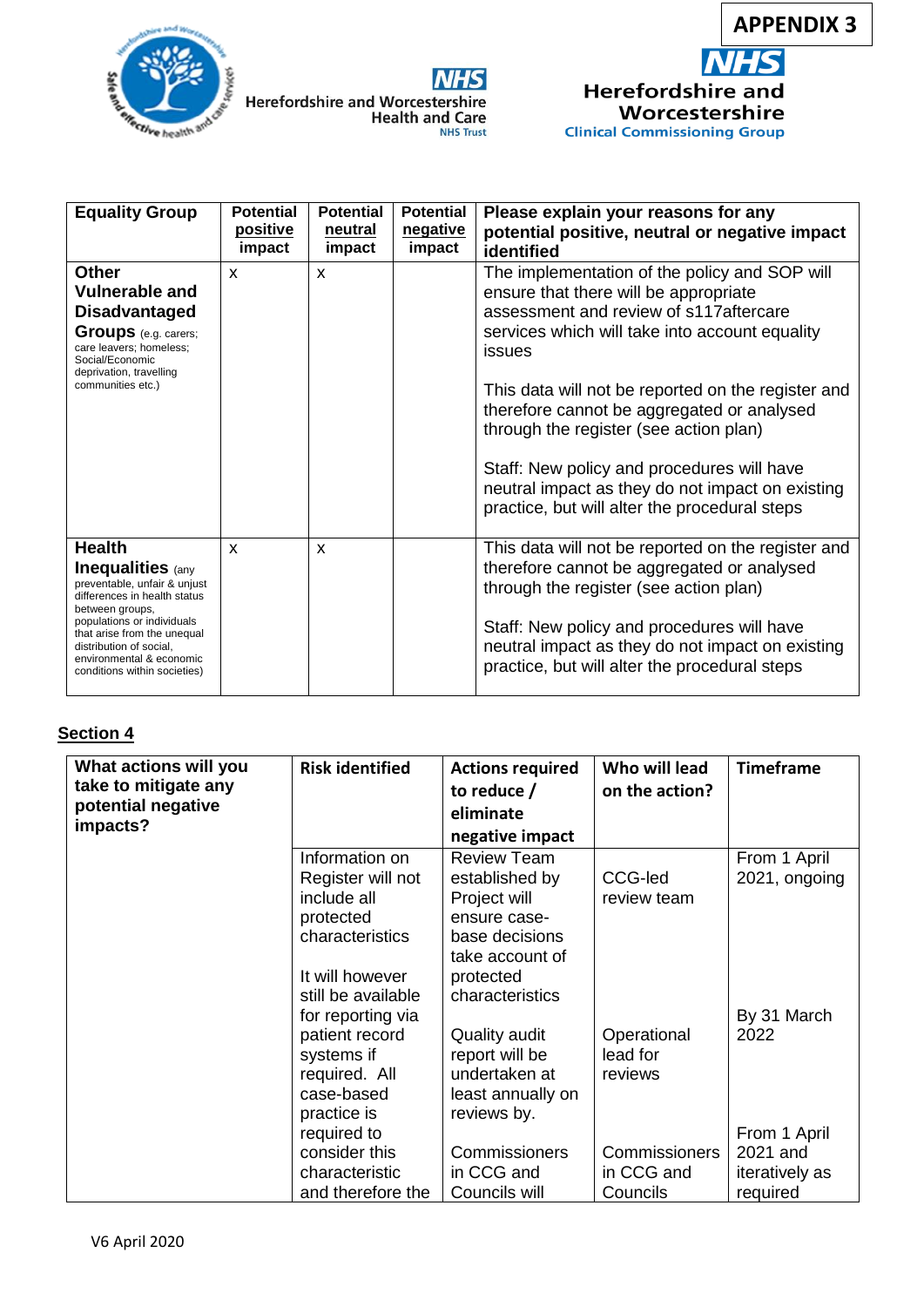APPENDIX 3

Herefordshire and Worcestershire Health and Care NHS Trust

Herefordshire and Worcestershire Clinical Commissioning Group

| Equality Group | Potential positive impact | Potential neutral impact | Potential negative impact | Please explain your reasons for any potential positive, neutral or negative impact identified |
|---|---|---|---|---|
| **Other Vulnerable and Disadvantaged Groups** (e.g. carers; care leavers; homeless; Social/Economic deprivation, travelling communities etc.) | x | x | | The implementation of the policy and SOP will ensure that there will be appropriate assessment and review of s117aftercare services which will take into account equality issues<br><br>This data will not be reported on the register and therefore cannot be aggregated or analysed through the register (see action plan)<br><br>Staff: New policy and procedures will have neutral impact as they do not impact on existing practice, but will alter the procedural steps |
| **Health Inequalities** (any preventable, unfair & unjust differences in health status between groups, populations or individuals that arise from the unequal distribution of social, environmental & economic conditions within societies) | x | x | | This data will not be reported on the register and therefore cannot be aggregated or analysed through the register (see action plan)<br><br>Staff: New policy and procedures will have neutral impact as they do not impact on existing practice, but will alter the procedural steps |

## Section 4

| What actions will you take to mitigate any potential negative impacts? | Risk identified | Actions required to reduce / eliminate negative impact | Who will lead on the action? | Timeframe |
|---|---|---|---|---|
| | Information on Register will not include all protected characteristics<br><br>It will however still be available for reporting via patient record systems if required. All case-based practice is required to consider this characteristic and therefore the | Review Team established by Project will ensure case-base decisions take account of protected characteristics<br><br>Quality audit report will be undertaken at least annually on reviews by.<br><br>Commissioners in CCG and Councils will | CCG-led review team<br><br>Operational lead for reviews<br><br>Commissioners in CCG and Councils | From 1 April 2021, ongoing<br><br>By 31 March 2022<br><br>From 1 April 2021 and iteratively as required |

V6 April 2020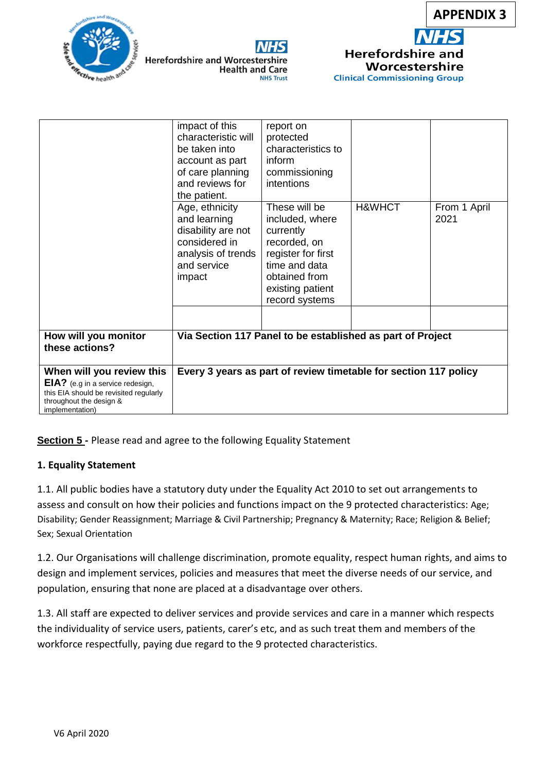APPENDIX 3

| | | | | |
|---|---|---|---|---|
| | impact of this characteristic will be taken into account as part of care planning and reviews for the patient. | report on protected characteristics to inform commissioning intentions | | |
| | Age, ethnicity and learning disability are not considered in analysis of trends and service impact | These will be included, where currently recorded, on register for first time and data obtained from existing patient record systems | H&WHCT | From 1 April 2021 |
| | | | | |
| **How will you monitor these actions?** | **Via Section 117 Panel to be established as part of Project** | | | |
| **When will you review this EIA?** (e.g in a service redesign, this EIA should be revisited regularly throughout the design & implementation) | **Every 3 years as part of review timetable for section 117 policy** | | | |

**Section 5 -** Please read and agree to the following Equality Statement

**1. Equality Statement**

1.1. All public bodies have a statutory duty under the Equality Act 2010 to set out arrangements to assess and consult on how their policies and functions impact on the 9 protected characteristics: Age; Disability; Gender Reassignment; Marriage & Civil Partnership; Pregnancy & Maternity; Race; Religion & Belief; Sex; Sexual Orientation

1.2. Our Organisations will challenge discrimination, promote equality, respect human rights, and aims to design and implement services, policies and measures that meet the diverse needs of our service, and population, ensuring that none are placed at a disadvantage over others.

1.3. All staff are expected to deliver services and provide services and care in a manner which respects the individuality of service users, patients, carer's etc, and as such treat them and members of the workforce respectfully, paying due regard to the 9 protected characteristics.

V6 April 2020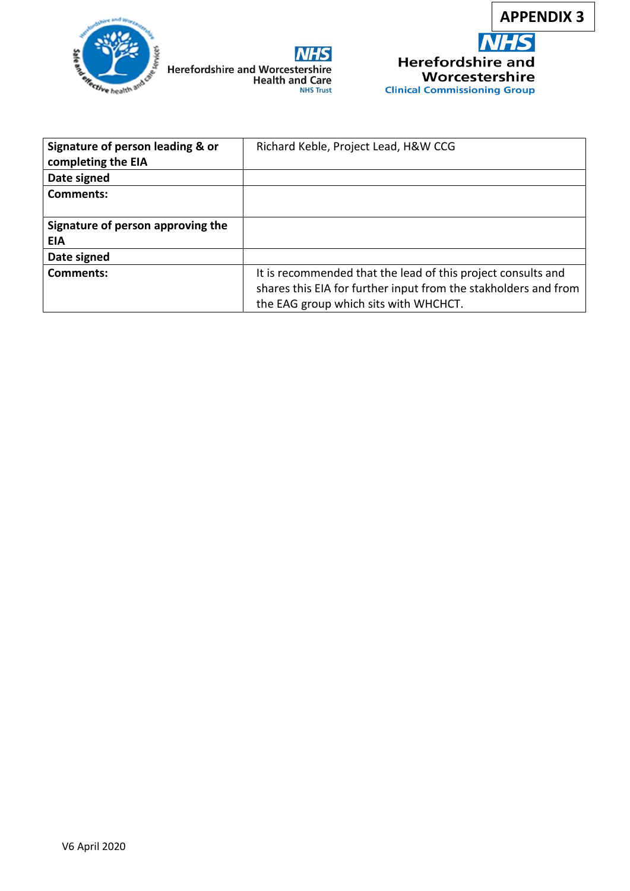**APPENDIX 3**

| **Signature of person leading & or completing the EIA** | Richard Keble, Project Lead, H&W CCG |
|---|---|
| **Date signed** | |
| **Comments:** | |
| **Signature of person approving the EIA** | |
| **Date signed** | |
| **Comments:** | It is recommended that the lead of this project consults and shares this EIA for further input from the stakholders and from the EAG group which sits with WHCHCT. |

V6 April 2020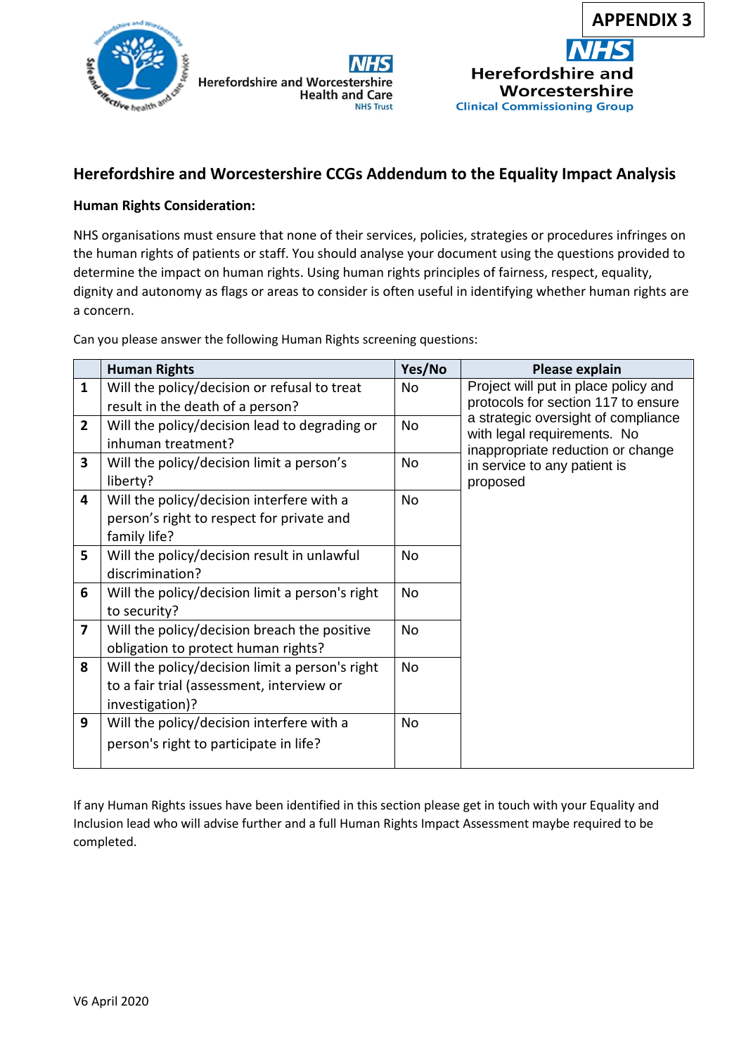**APPENDIX 3**

Herefordshire and Worcestershire Health and Care NHS Trust

Herefordshire and Worcestershire Clinical Commissioning Group

## Herefordshire and Worcestershire CCGs Addendum to the Equality Impact Analysis

**Human Rights Consideration:**

NHS organisations must ensure that none of their services, policies, strategies or procedures infringes on the human rights of patients or staff. You should analyse your document using the questions provided to determine the impact on human rights. Using human rights principles of fairness, respect, equality, dignity and autonomy as flags or areas to consider is often useful in identifying whether human rights are a concern.

Can you please answer the following Human Rights screening questions:

| | Human Rights | Yes/No | Please explain |
|---|---|---|---|
| 1 | Will the policy/decision or refusal to treat result in the death of a person? | No | Project will put in place policy and protocols for section 117 to ensure a strategic oversight of compliance with legal requirements. No inappropriate reduction or change in service to any patient is proposed |
| 2 | Will the policy/decision lead to degrading or inhuman treatment? | No | |
| 3 | Will the policy/decision limit a person's liberty? | No | |
| 4 | Will the policy/decision interfere with a person's right to respect for private and family life? | No | |
| 5 | Will the policy/decision result in unlawful discrimination? | No | |
| 6 | Will the policy/decision limit a person's right to security? | No | |
| 7 | Will the policy/decision breach the positive obligation to protect human rights? | No | |
| 8 | Will the policy/decision limit a person's right to a fair trial (assessment, interview or investigation)? | No | |
| 9 | Will the policy/decision interfere with a person's right to participate in life? | No | |

If any Human Rights issues have been identified in this section please get in touch with your Equality and Inclusion lead who will advise further and a full Human Rights Impact Assessment maybe required to be completed.

V6 April 2020